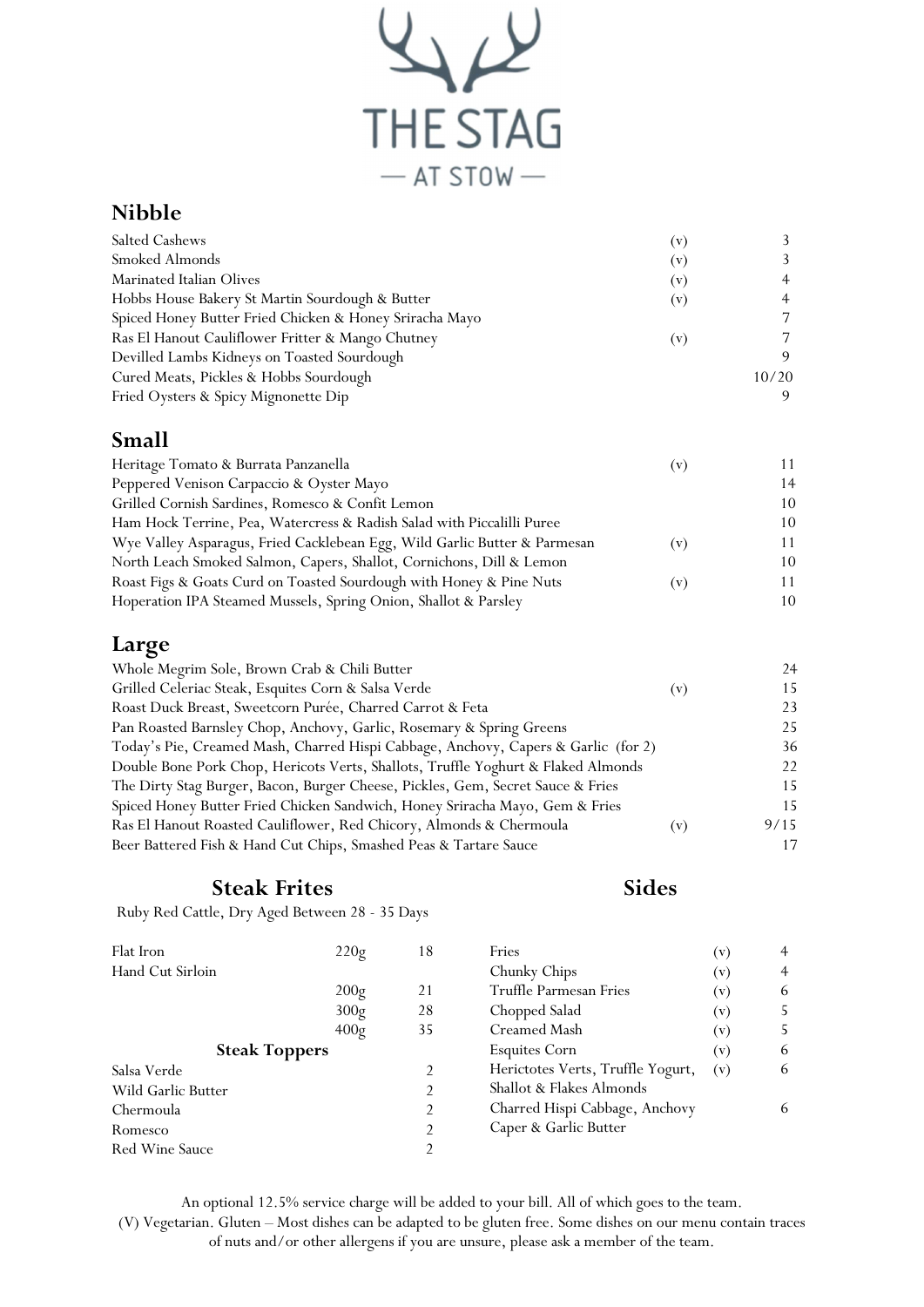# THE STAG — AT STOW —

## Nibble

| Item | | Price |
|---|---|---|
| Salted Cashews | (v) | 3 |
| Smoked Almonds | (v) | 3 |
| Marinated Italian Olives | (v) | 4 |
| Hobbs House Bakery St Martin Sourdough & Butter | (v) | 4 |
| Spiced Honey Butter Fried Chicken & Honey Sriracha Mayo | | 7 |
| Ras El Hanout Cauliflower Fritter & Mango Chutney | (v) | 7 |
| Devilled Lambs Kidneys on Toasted Sourdough | | 9 |
| Cured Meats, Pickles & Hobbs Sourdough | | 10/20 |
| Fried Oysters & Spicy Mignonette Dip | | 9 |

## Small

| Item | | Price |
|---|---|---|
| Heritage Tomato & Burrata Panzanella | (v) | 11 |
| Peppered Venison Carpaccio & Oyster Mayo | | 14 |
| Grilled Cornish Sardines, Romesco & Confit Lemon | | 10 |
| Ham Hock Terrine, Pea, Watercress & Radish Salad with Piccalilli Puree | | 10 |
| Wye Valley Asparagus, Fried Cacklebean Egg, Wild Garlic Butter & Parmesan | (v) | 11 |
| North Leach Smoked Salmon, Capers, Shallot, Cornichons, Dill & Lemon | | 10 |
| Roast Figs & Goats Curd on Toasted Sourdough with Honey & Pine Nuts | (v) | 11 |
| Hoperation IPA Steamed Mussels, Spring Onion, Shallot & Parsley | | 10 |

## Large

| Item | | Price |
|---|---|---|
| Whole Megrim Sole, Brown Crab & Chili Butter | | 24 |
| Grilled Celeriac Steak, Esquites Corn & Salsa Verde | (v) | 15 |
| Roast Duck Breast, Sweetcorn Purée, Charred Carrot & Feta | | 23 |
| Pan Roasted Barnsley Chop, Anchovy, Garlic, Rosemary & Spring Greens | | 25 |
| Today's Pie, Creamed Mash, Charred Hispi Cabbage, Anchovy, Capers & Garlic (for 2) | | 36 |
| Double Bone Pork Chop, Hericots Verts, Shallots, Truffle Yoghurt & Flaked Almonds | | 22 |
| The Dirty Stag Burger, Bacon, Burger Cheese, Pickles, Gem, Secret Sauce & Fries | | 15 |
| Spiced Honey Butter Fried Chicken Sandwich, Honey Sriracha Mayo, Gem & Fries | | 15 |
| Ras El Hanout Roasted Cauliflower, Red Chicory, Almonds & Chermoula | (v) | 9/15 |
| Beer Battered Fish & Hand Cut Chips, Smashed Peas & Tartare Sauce | | 17 |

## Steak Frites

Ruby Red Cattle, Dry Aged Between 28 - 35 Days

| Cut | Weight | Price |
|---|---|---|
| Flat Iron | 220g | 18 |
| Hand Cut Sirloin | 200g | 21 |
| | 300g | 28 |
| | 400g | 35 |

### Steak Toppers

| Topper | Price |
|---|---|
| Salsa Verde | 2 |
| Wild Garlic Butter | 2 |
| Chermoula | 2 |
| Romesco | 2 |
| Red Wine Sauce | 2 |

## Sides

| Item | | Price |
|---|---|---|
| Fries | (v) | 4 |
| Chunky Chips | (v) | 4 |
| Truffle Parmesan Fries | (v) | 6 |
| Chopped Salad | (v) | 5 |
| Creamed Mash | (v) | 5 |
| Esquites Corn | (v) | 6 |
| Herictotes Verts, Truffle Yogurt, Shallot & Flakes Almonds | (v) | 6 |
| Charred Hispi Cabbage, Anchovy Caper & Garlic Butter | | 6 |

An optional 12.5% service charge will be added to your bill. All of which goes to the team.
(V) Vegetarian. Gluten – Most dishes can be adapted to be gluten free. Some dishes on our menu contain traces of nuts and/or other allergens if you are unsure, please ask a member of the team.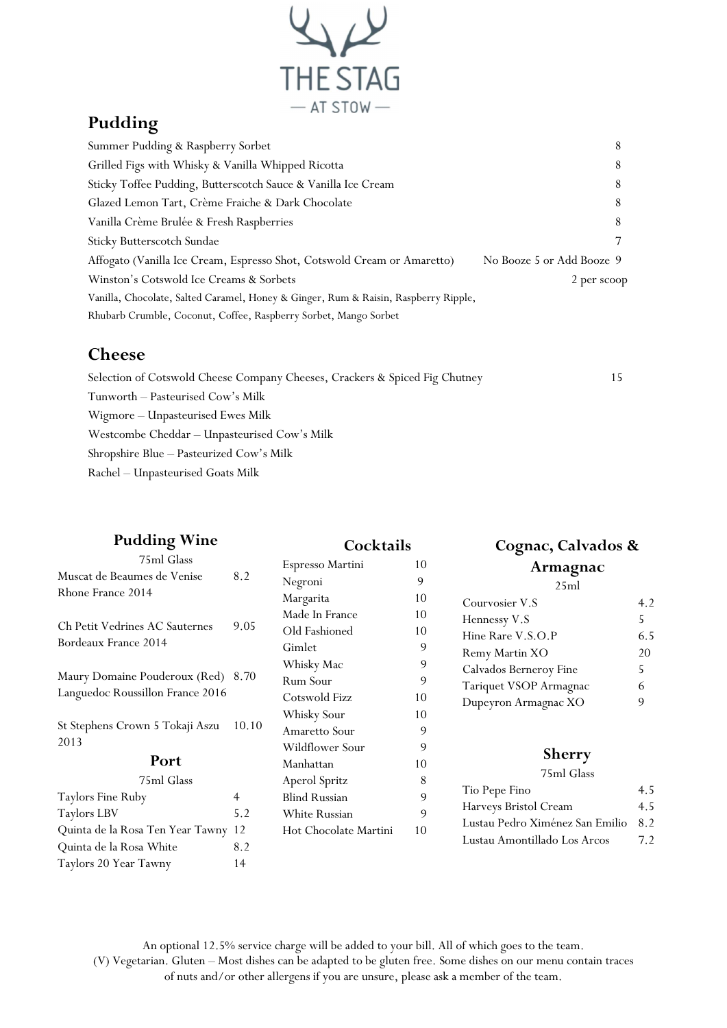# THE STAG — AT STOW —

## Pudding

| | |
|---|---|
| Summer Pudding & Raspberry Sorbet | 8 |
| Grilled Figs with Whisky & Vanilla Whipped Ricotta | 8 |
| Sticky Toffee Pudding, Butterscotch Sauce & Vanilla Ice Cream | 8 |
| Glazed Lemon Tart, Crème Fraiche & Dark Chocolate | 8 |
| Vanilla Crème Brulée & Fresh Raspberries | 8 |
| Sticky Butterscotch Sundae | 7 |
| Affogato (Vanilla Ice Cream, Espresso Shot, Cotswold Cream or Amaretto) | No Booze 5 or Add Booze 9 |
| Winston's Cotswold Ice Creams & Sorbets | 2 per scoop |

Vanilla, Chocolate, Salted Caramel, Honey & Ginger, Rum & Raisin, Raspberry Ripple, Rhubarb Crumble, Coconut, Coffee, Raspberry Sorbet, Mango Sorbet

## Cheese

Selection of Cotswold Cheese Company Cheeses, Crackers & Spiced Fig Chutney 15

Tunworth – Pasteurised Cow's Milk
Wigmore – Unpasteurised Ewes Milk
Westcombe Cheddar – Unpasteurised Cow's Milk
Shropshire Blue – Pasteurized Cow's Milk
Rachel – Unpasteurised Goats Milk

## Pudding Wine

75ml Glass

| | |
|---|---|
| Muscat de Beaumes de Venise Rhone France 2014 | 8.2 |
| Ch Petit Vedrines AC Sauternes Bordeaux France 2014 | 9.05 |
| Maury Domaine Pouderoux (Red) Languedoc Roussillon France 2016 | 8.70 |
| St Stephens Crown 5 Tokaji Aszu 2013 | 10.10 |

## Port

75ml Glass

| | |
|---|---|
| Taylors Fine Ruby | 4 |
| Taylors LBV | 5.2 |
| Quinta de la Rosa Ten Year Tawny | 12 |
| Quinta de la Rosa White | 8.2 |
| Taylors 20 Year Tawny | 14 |

## Cocktails

| | |
|---|---|
| Espresso Martini | 10 |
| Negroni | 9 |
| Margarita | 10 |
| Made In France | 10 |
| Old Fashioned | 10 |
| Gimlet | 9 |
| Whisky Mac | 9 |
| Rum Sour | 9 |
| Cotswold Fizz | 10 |
| Whisky Sour | 10 |
| Amaretto Sour | 9 |
| Wildflower Sour | 9 |
| Manhattan | 10 |
| Aperol Spritz | 8 |
| Blind Russian | 9 |
| White Russian | 9 |
| Hot Chocolate Martini | 10 |

## Cognac, Calvados & Armagnac

25ml

| | |
|---|---|
| Courvosier V.S | 4.2 |
| Hennessy V.S | 5 |
| Hine Rare V.S.O.P | 6.5 |
| Remy Martin XO | 20 |
| Calvados Berneroy Fine | 5 |
| Tariquet VSOP Armagnac | 6 |
| Dupeyron Armagnac XO | 9 |

## Sherry

75ml Glass

| | |
|---|---|
| Tio Pepe Fino | 4.5 |
| Harveys Bristol Cream | 4.5 |
| Lustau Pedro Ximénez San Emilio | 8.2 |
| Lustau Amontillado Los Arcos | 7.2 |

An optional 12.5% service charge will be added to your bill. All of which goes to the team.
(V) Vegetarian. Gluten – Most dishes can be adapted to be gluten free. Some dishes on our menu contain traces of nuts and/or other allergens if you are unsure, please ask a member of the team.